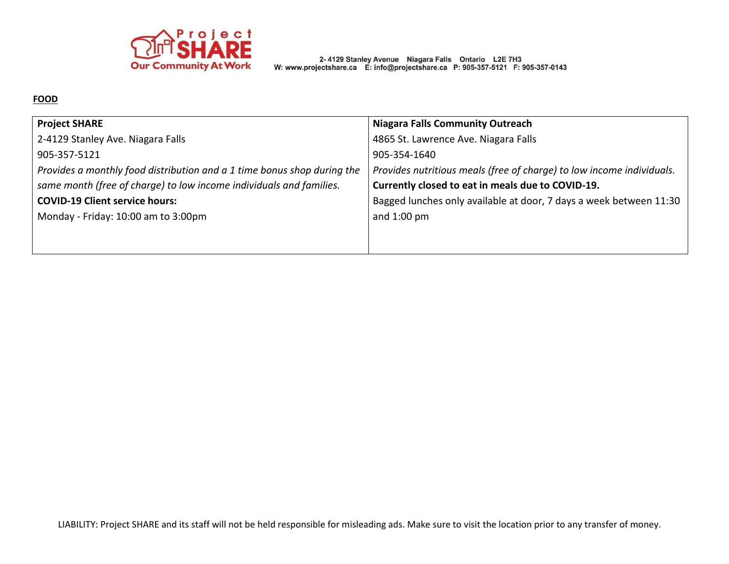Project SHARE
Our Community At Work

2- 4129 Stanley Avenue Niagara Falls Ontario L2E 7H3
W: www.projectshare.ca E: info@projectshare.ca P: 905-357-5121 F: 905-357-0143

**FOOD**

| **Project SHARE** | **Niagara Falls Community Outreach** |
| --- | --- |
| 2-4129 Stanley Ave. Niagara Falls | 4865 St. Lawrence Ave. Niagara Falls |
| 905-357-5121 | 905-354-1640 |
| *Provides a monthly food distribution and a 1 time bonus shop during the same month (free of charge) to low income individuals and families.* | *Provides nutritious meals (free of charge) to low income individuals.* |
| **COVID-19 Client service hours:** | **Currently closed to eat in meals due to COVID-19.** |
| Monday - Friday: 10:00 am to 3:00pm | Bagged lunches only available at door, 7 days a week between 11:30 and 1:00 pm |

LIABILITY: Project SHARE and its staff will not be held responsible for misleading ads. Make sure to visit the location prior to any transfer of money.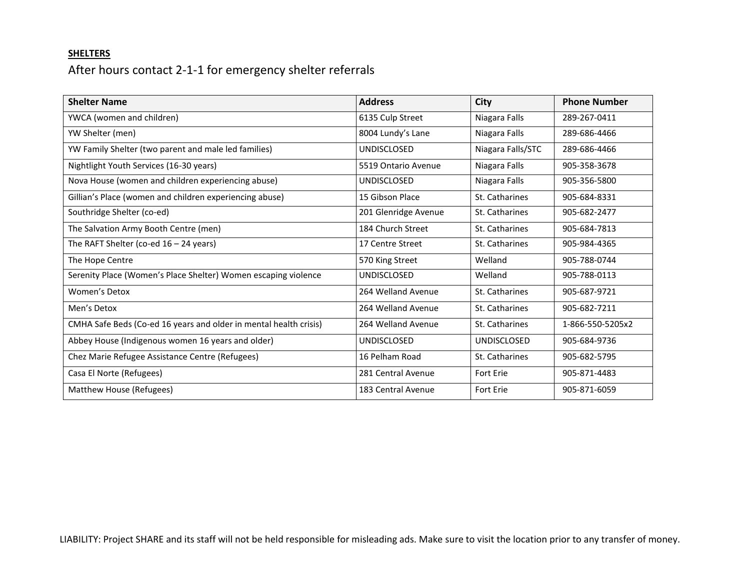**SHELTERS**

After hours contact 2-1-1 for emergency shelter referrals

| Shelter Name | Address | City | Phone Number |
|---|---|---|---|
| YWCA (women and children) | 6135 Culp Street | Niagara Falls | 289-267-0411 |
| YW Shelter (men) | 8004 Lundy's Lane | Niagara Falls | 289-686-4466 |
| YW Family Shelter (two parent and male led families) | UNDISCLOSED | Niagara Falls/STC | 289-686-4466 |
| Nightlight Youth Services (16-30 years) | 5519 Ontario Avenue | Niagara Falls | 905-358-3678 |
| Nova House (women and children experiencing abuse) | UNDISCLOSED | Niagara Falls | 905-356-5800 |
| Gillian's Place (women and children experiencing abuse) | 15 Gibson Place | St. Catharines | 905-684-8331 |
| Southridge Shelter (co-ed) | 201 Glenridge Avenue | St. Catharines | 905-682-2477 |
| The Salvation Army Booth Centre (men) | 184 Church Street | St. Catharines | 905-684-7813 |
| The RAFT Shelter (co-ed 16 – 24 years) | 17 Centre Street | St. Catharines | 905-984-4365 |
| The Hope Centre | 570 King Street | Welland | 905-788-0744 |
| Serenity Place (Women's Place Shelter) Women escaping violence | UNDISCLOSED | Welland | 905-788-0113 |
| Women's Detox | 264 Welland Avenue | St. Catharines | 905-687-9721 |
| Men's Detox | 264 Welland Avenue | St. Catharines | 905-682-7211 |
| CMHA Safe Beds (Co-ed 16 years and older in mental health crisis) | 264 Welland Avenue | St. Catharines | 1-866-550-5205x2 |
| Abbey House (Indigenous women 16 years and older) | UNDISCLOSED | UNDISCLOSED | 905-684-9736 |
| Chez Marie Refugee Assistance Centre (Refugees) | 16 Pelham Road | St. Catharines | 905-682-5795 |
| Casa El Norte (Refugees) | 281 Central Avenue | Fort Erie | 905-871-4483 |
| Matthew House (Refugees) | 183 Central Avenue | Fort Erie | 905-871-6059 |

LIABILITY: Project SHARE and its staff will not be held responsible for misleading ads. Make sure to visit the location prior to any transfer of money.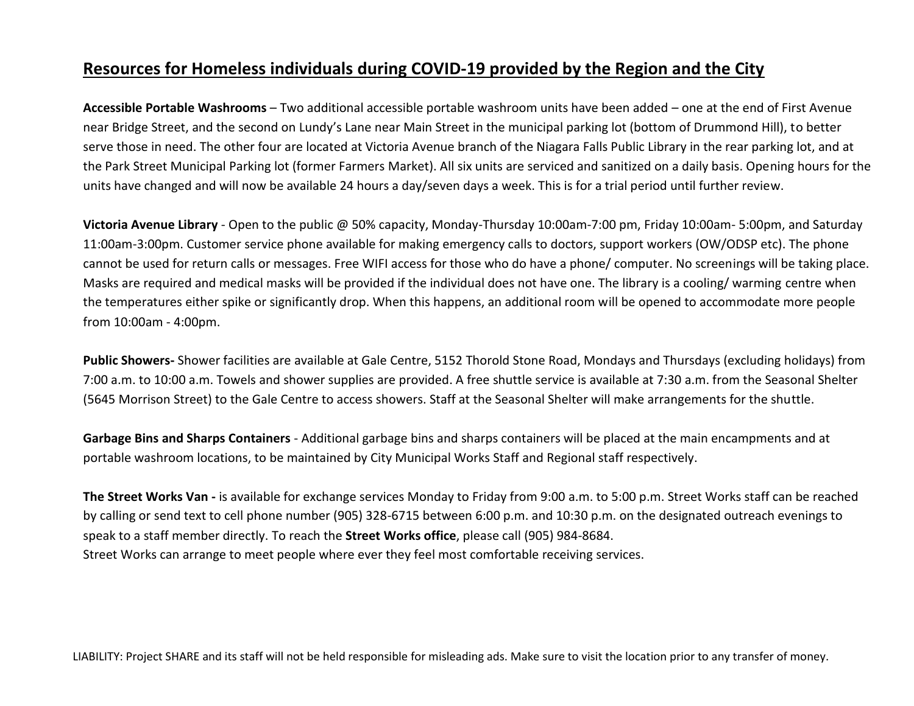## Resources for Homeless individuals during COVID-19 provided by the Region and the City

**Accessible Portable Washrooms** – Two additional accessible portable washroom units have been added – one at the end of First Avenue near Bridge Street, and the second on Lundy's Lane near Main Street in the municipal parking lot (bottom of Drummond Hill), to better serve those in need. The other four are located at Victoria Avenue branch of the Niagara Falls Public Library in the rear parking lot, and at the Park Street Municipal Parking lot (former Farmers Market). All six units are serviced and sanitized on a daily basis. Opening hours for the units have changed and will now be available 24 hours a day/seven days a week. This is for a trial period until further review.

**Victoria Avenue Library** - Open to the public @ 50% capacity, Monday-Thursday 10:00am-7:00 pm, Friday 10:00am- 5:00pm, and Saturday 11:00am-3:00pm. Customer service phone available for making emergency calls to doctors, support workers (OW/ODSP etc). The phone cannot be used for return calls or messages. Free WIFI access for those who do have a phone/ computer. No screenings will be taking place. Masks are required and medical masks will be provided if the individual does not have one. The library is a cooling/ warming centre when the temperatures either spike or significantly drop. When this happens, an additional room will be opened to accommodate more people from 10:00am - 4:00pm.

**Public Showers-** Shower facilities are available at Gale Centre, 5152 Thorold Stone Road, Mondays and Thursdays (excluding holidays) from 7:00 a.m. to 10:00 a.m. Towels and shower supplies are provided. A free shuttle service is available at 7:30 a.m. from the Seasonal Shelter (5645 Morrison Street) to the Gale Centre to access showers. Staff at the Seasonal Shelter will make arrangements for the shuttle.

**Garbage Bins and Sharps Containers** - Additional garbage bins and sharps containers will be placed at the main encampments and at portable washroom locations, to be maintained by City Municipal Works Staff and Regional staff respectively.

**The Street Works Van -** is available for exchange services Monday to Friday from 9:00 a.m. to 5:00 p.m. Street Works staff can be reached by calling or send text to cell phone number (905) 328-6715 between 6:00 p.m. and 10:30 p.m. on the designated outreach evenings to speak to a staff member directly. To reach the **Street Works office**, please call (905) 984-8684.
Street Works can arrange to meet people where ever they feel most comfortable receiving services.

LIABILITY: Project SHARE and its staff will not be held responsible for misleading ads. Make sure to visit the location prior to any transfer of money.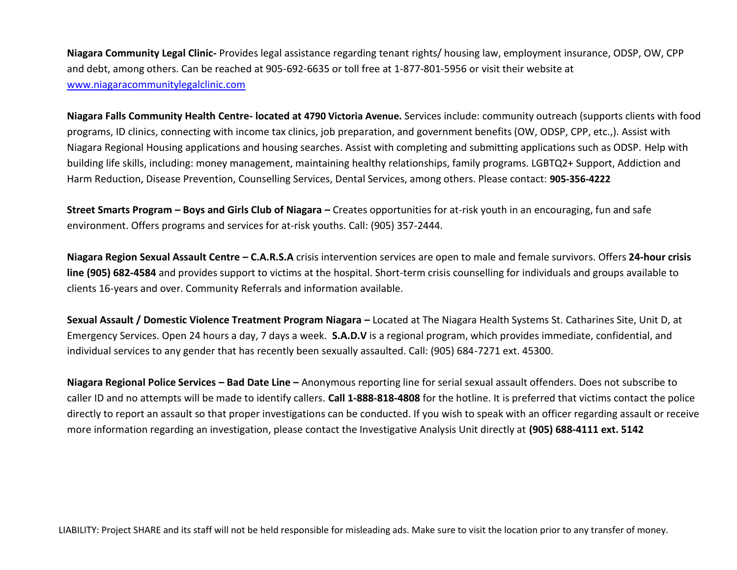**Niagara Community Legal Clinic-** Provides legal assistance regarding tenant rights/ housing law, employment insurance, ODSP, OW, CPP and debt, among others. Can be reached at 905-692-6635 or toll free at 1-877-801-5956 or visit their website at www.niagaracommunitylegalclinic.com

**Niagara Falls Community Health Centre- located at 4790 Victoria Avenue.** Services include: community outreach (supports clients with food programs, ID clinics, connecting with income tax clinics, job preparation, and government benefits (OW, ODSP, CPP, etc.,). Assist with Niagara Regional Housing applications and housing searches. Assist with completing and submitting applications such as ODSP. Help with building life skills, including: money management, maintaining healthy relationships, family programs. LGBTQ2+ Support, Addiction and Harm Reduction, Disease Prevention, Counselling Services, Dental Services, among others. Please contact: **905-356-4222**

**Street Smarts Program – Boys and Girls Club of Niagara –** Creates opportunities for at-risk youth in an encouraging, fun and safe environment. Offers programs and services for at-risk youths. Call: (905) 357-2444.

**Niagara Region Sexual Assault Centre – C.A.R.S.A** crisis intervention services are open to male and female survivors. Offers **24-hour crisis line (905) 682-4584** and provides support to victims at the hospital. Short-term crisis counselling for individuals and groups available to clients 16-years and over. Community Referrals and information available.

**Sexual Assault / Domestic Violence Treatment Program Niagara –** Located at The Niagara Health Systems St. Catharines Site, Unit D, at Emergency Services. Open 24 hours a day, 7 days a week. **S.A.D.V** is a regional program, which provides immediate, confidential, and individual services to any gender that has recently been sexually assaulted. Call: (905) 684-7271 ext. 45300.

**Niagara Regional Police Services – Bad Date Line –** Anonymous reporting line for serial sexual assault offenders. Does not subscribe to caller ID and no attempts will be made to identify callers. **Call 1-888-818-4808** for the hotline. It is preferred that victims contact the police directly to report an assault so that proper investigations can be conducted. If you wish to speak with an officer regarding assault or receive more information regarding an investigation, please contact the Investigative Analysis Unit directly at **(905) 688-4111 ext. 5142**

LIABILITY: Project SHARE and its staff will not be held responsible for misleading ads. Make sure to visit the location prior to any transfer of money.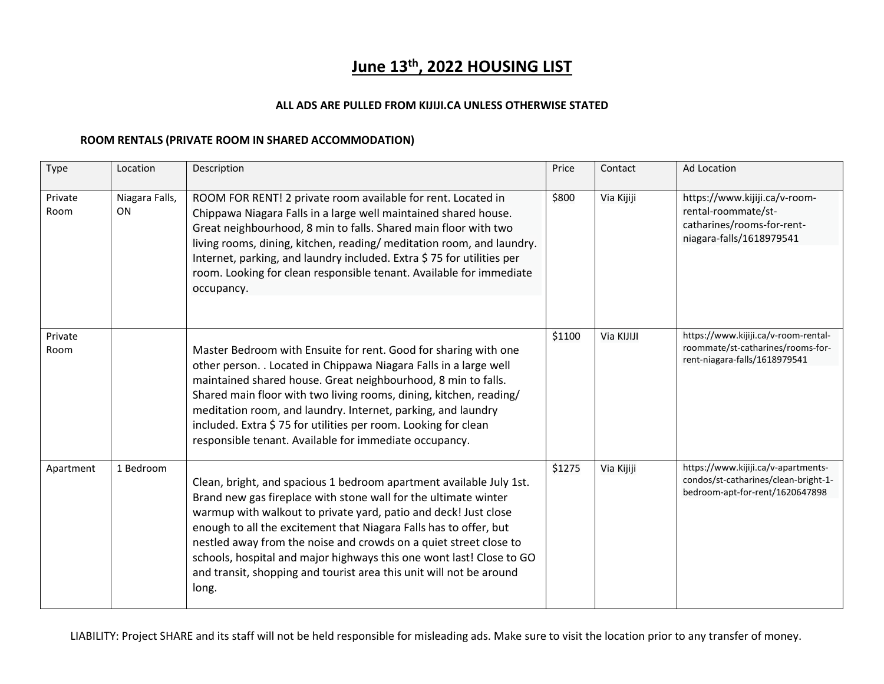# June 13th, 2022 HOUSING LIST

**ALL ADS ARE PULLED FROM KIJIJI.CA UNLESS OTHERWISE STATED**

**ROOM RENTALS (PRIVATE ROOM IN SHARED ACCOMMODATION)**

| Type | Location | Description | Price | Contact | Ad Location |
|---|---|---|---|---|---|
| Private Room | Niagara Falls, ON | ROOM FOR RENT! 2 private room available for rent. Located in Chippawa Niagara Falls in a large well maintained shared house. Great neighbourhood, 8 min to falls. Shared main floor with two living rooms, dining, kitchen, reading/ meditation room, and laundry. Internet, parking, and laundry included. Extra $ 75 for utilities per room. Looking for clean responsible tenant. Available for immediate occupancy. | $800 | Via Kijiji | https://www.kijiji.ca/v-room-rental-roommate/st-catharines/rooms-for-rent-niagara-falls/1618979541 |
| Private Room | | Master Bedroom with Ensuite for rent. Good for sharing with one other person. . Located in Chippawa Niagara Falls in a large well maintained shared house. Great neighbourhood, 8 min to falls. Shared main floor with two living rooms, dining, kitchen, reading/ meditation room, and laundry. Internet, parking, and laundry included. Extra $ 75 for utilities per room. Looking for clean responsible tenant. Available for immediate occupancy. | $1100 | Via KIJIJI | https://www.kijiji.ca/v-room-rental-roommate/st-catharines/rooms-for-rent-niagara-falls/1618979541 |
| Apartment | 1 Bedroom | Clean, bright, and spacious 1 bedroom apartment available July 1st. Brand new gas fireplace with stone wall for the ultimate winter warmup with walkout to private yard, patio and deck! Just close enough to all the excitement that Niagara Falls has to offer, but nestled away from the noise and crowds on a quiet street close to schools, hospital and major highways this one wont last! Close to GO and transit, shopping and tourist area this unit will not be around long. | $1275 | Via Kijiji | https://www.kijiji.ca/v-apartments-condos/st-catharines/clean-bright-1-bedroom-apt-for-rent/1620647898 |

LIABILITY: Project SHARE and its staff will not be held responsible for misleading ads. Make sure to visit the location prior to any transfer of money.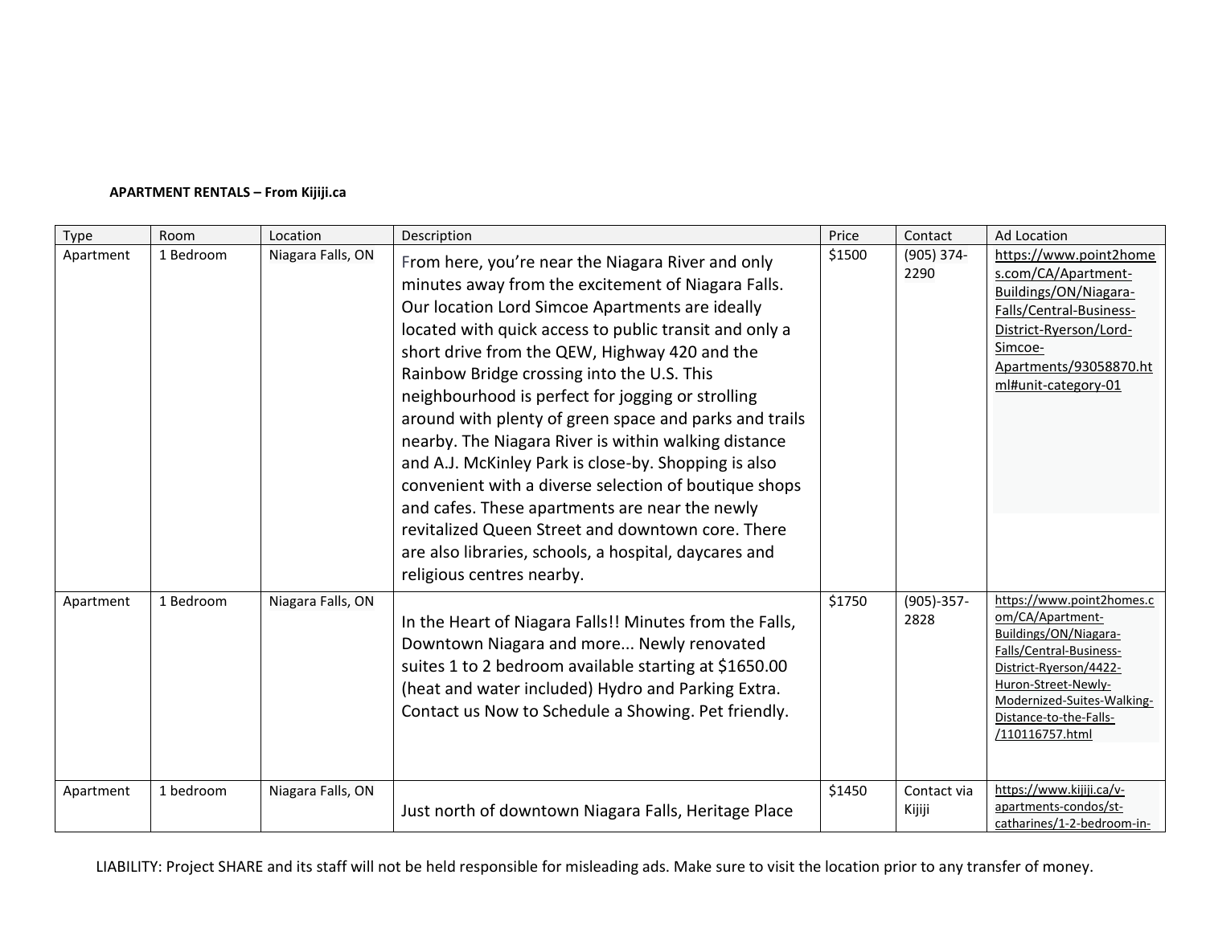**APARTMENT RENTALS – From Kijiji.ca**

| Type | Room | Location | Description | Price | Contact | Ad Location |
|---|---|---|---|---|---|---|
| Apartment | 1 Bedroom | Niagara Falls, ON | From here, you're near the Niagara River and only minutes away from the excitement of Niagara Falls. Our location Lord Simcoe Apartments are ideally located with quick access to public transit and only a short drive from the QEW, Highway 420 and the Rainbow Bridge crossing into the U.S. This neighbourhood is perfect for jogging or strolling around with plenty of green space and parks and trails nearby. The Niagara River is within walking distance and A.J. McKinley Park is close-by. Shopping is also convenient with a diverse selection of boutique shops and cafes. These apartments are near the newly revitalized Queen Street and downtown core. There are also libraries, schools, a hospital, daycares and religious centres nearby. | $1500 | (905) 374-2290 | https://www.point2homes.com/CA/Apartment-Buildings/ON/Niagara-Falls/Central-Business-District-Ryerson/Lord-Simcoe-Apartments/93058870.html#unit-category-01 |
| Apartment | 1 Bedroom | Niagara Falls, ON | In the Heart of Niagara Falls!! Minutes from the Falls, Downtown Niagara and more... Newly renovated suites 1 to 2 bedroom available starting at $1650.00 (heat and water included) Hydro and Parking Extra. Contact us Now to Schedule a Showing. Pet friendly. | $1750 | (905)-357-2828 | https://www.point2homes.com/CA/Apartment-Buildings/ON/Niagara-Falls/Central-Business-District-Ryerson/4422-Huron-Street-Newly-Modernized-Suites-Walking-Distance-to-the-Falls-/110116757.html |
| Apartment | 1 bedroom | Niagara Falls, ON | Just north of downtown Niagara Falls, Heritage Place | $1450 | Contact via Kijiji | https://www.kijiji.ca/v-apartments-condos/st-catharines/1-2-bedroom-in- |

LIABILITY: Project SHARE and its staff will not be held responsible for misleading ads. Make sure to visit the location prior to any transfer of money.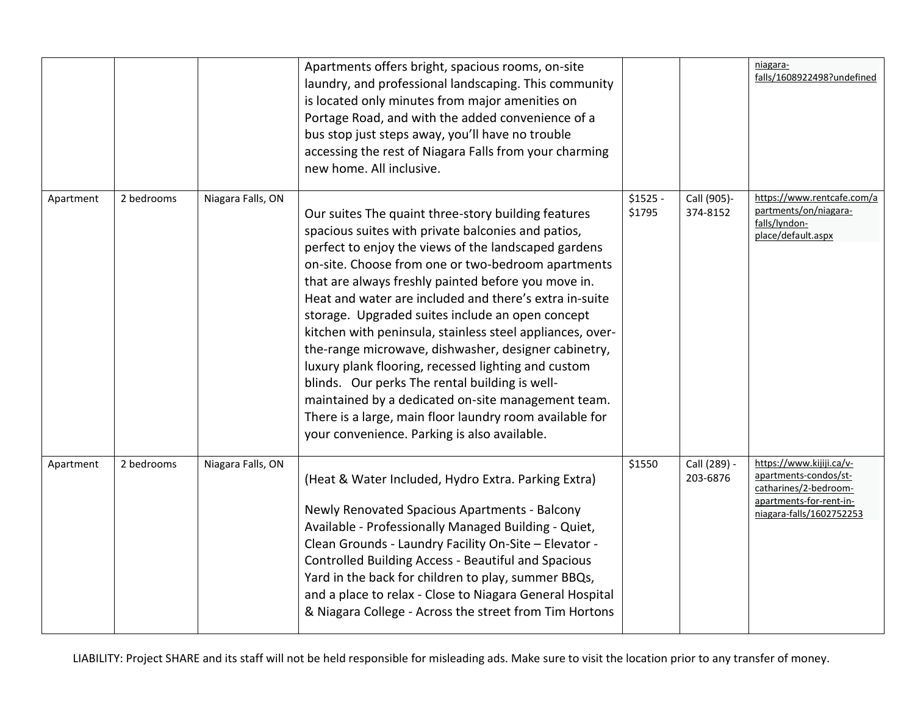| | | | | | | |
|---|---|---|---|---|---|---|
| | | | Apartments offers bright, spacious rooms, on-site laundry, and professional landscaping. This community is located only minutes from major amenities on Portage Road, and with the added convenience of a bus stop just steps away, you'll have no trouble accessing the rest of Niagara Falls from your charming new home. All inclusive. | | | niagara-falls/1608922498?undefined |
| Apartment | 2 bedrooms | Niagara Falls, ON | Our suites The quaint three-story building features spacious suites with private balconies and patios, perfect to enjoy the views of the landscaped gardens on-site. Choose from one or two-bedroom apartments that are always freshly painted before you move in. Heat and water are included and there's extra in-suite storage. Upgraded suites include an open concept kitchen with peninsula, stainless steel appliances, over-the-range microwave, dishwasher, designer cabinetry, luxury plank flooring, recessed lighting and custom blinds. Our perks The rental building is well-maintained by a dedicated on-site management team. There is a large, main floor laundry room available for your convenience. Parking is also available. | $1525 - $1795 | Call (905)-374-8152 | https://www.rentcafe.com/apartments/on/niagara-falls/lyndon-place/default.aspx |
| Apartment | 2 bedrooms | Niagara Falls, ON | (Heat & Water Included, Hydro Extra. Parking Extra)<br><br>Newly Renovated Spacious Apartments - Balcony Available - Professionally Managed Building - Quiet, Clean Grounds - Laundry Facility On-Site – Elevator - Controlled Building Access - Beautiful and Spacious Yard in the back for children to play, summer BBQs, and a place to relax - Close to Niagara General Hospital & Niagara College - Across the street from Tim Hortons | $1550 | Call (289) - 203-6876 | https://www.kijiji.ca/v-apartments-condos/st-catharines/2-bedroom-apartments-for-rent-in-niagara-falls/1602752253 |

LIABILITY: Project SHARE and its staff will not be held responsible for misleading ads. Make sure to visit the location prior to any transfer of money.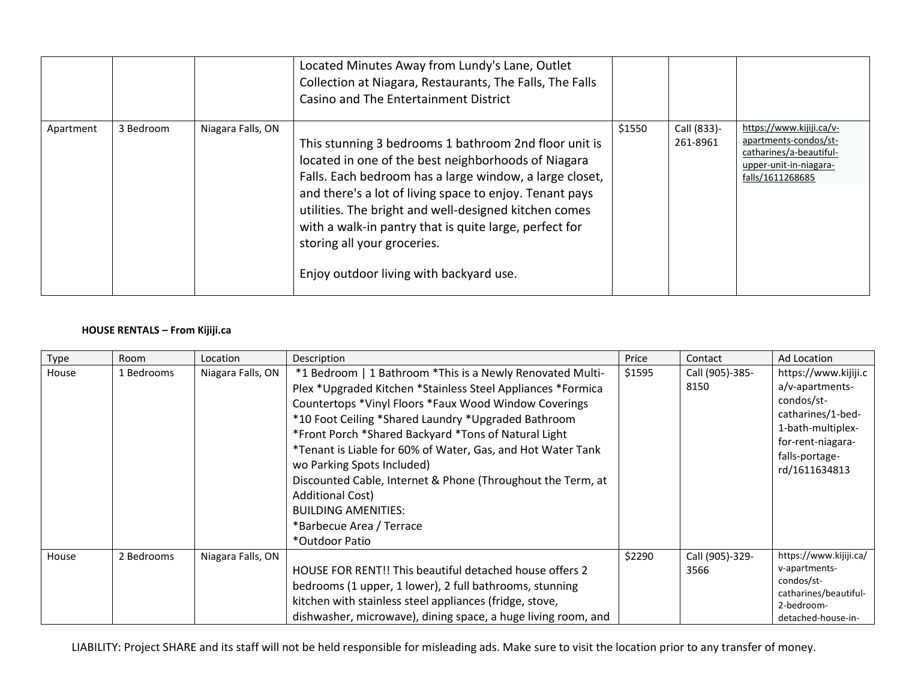| | | | | | | |
|---|---|---|---|---|---|---|
| | | | Located Minutes Away from Lundy's Lane, Outlet Collection at Niagara, Restaurants, The Falls, The Falls Casino and The Entertainment District | | | |
| Apartment | 3 Bedroom | Niagara Falls, ON | This stunning 3 bedrooms 1 bathroom 2nd floor unit is located in one of the best neighborhoods of Niagara Falls. Each bedroom has a large window, a large closet, and there's a lot of living space to enjoy. Tenant pays utilities. The bright and well-designed kitchen comes with a walk-in pantry that is quite large, perfect for storing all your groceries.<br><br>Enjoy outdoor living with backyard use. | $1550 | Call (833)-261-8961 | https://www.kijiji.ca/v-apartments-condos/st-catharines/a-beautiful-upper-unit-in-niagara-falls/1611268685 |

**HOUSE RENTALS – From Kijiji.ca**

| Type | Room | Location | Description | Price | Contact | Ad Location |
|---|---|---|---|---|---|---|
| House | 1 Bedrooms | Niagara Falls, ON | *1 Bedroom \| 1 Bathroom *This is a Newly Renovated Multi-Plex *Upgraded Kitchen *Stainless Steel Appliances *Formica Countertops *Vinyl Floors *Faux Wood Window Coverings *10 Foot Ceiling *Shared Laundry *Upgraded Bathroom *Front Porch *Shared Backyard *Tons of Natural Light *Tenant is Liable for 60% of Water, Gas, and Hot Water Tank wo Parking Spots Included)<br>Discounted Cable, Internet & Phone (Throughout the Term, at Additional Cost)<br>BUILDING AMENITIES:<br>*Barbecue Area / Terrace<br>*Outdoor Patio | $1595 | Call (905)-385-8150 | https://www.kijiji.ca/v-apartments-condos/st-catharines/1-bed-1-bath-multiplex-for-rent-niagara-falls-portage-rd/1611634813 |
| House | 2 Bedrooms | Niagara Falls, ON | HOUSE FOR RENT!! This beautiful detached house offers 2 bedrooms (1 upper, 1 lower), 2 full bathrooms, stunning kitchen with stainless steel appliances (fridge, stove, dishwasher, microwave), dining space, a huge living room, and | $2290 | Call (905)-329-3566 | https://www.kijiji.ca/v-apartments-condos/st-catharines/beautiful-2-bedroom-detached-house-in- |

LIABILITY: Project SHARE and its staff will not be held responsible for misleading ads. Make sure to visit the location prior to any transfer of money.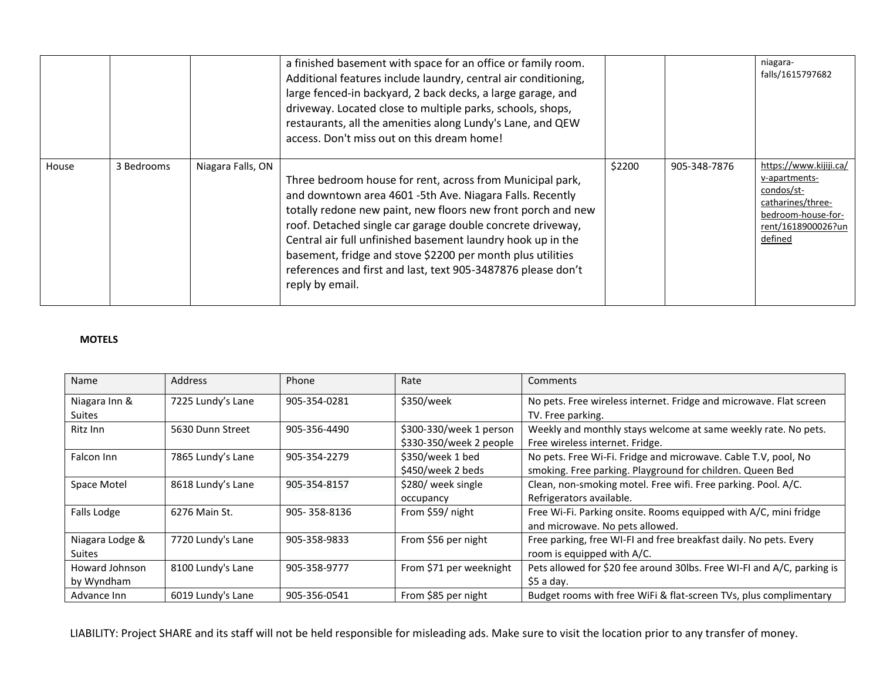| | | | a finished basement with space for an office or family room. Additional features include laundry, central air conditioning, large fenced-in backyard, 2 back decks, a large garage, and driveway. Located close to multiple parks, schools, shops, restaurants, all the amenities along Lundy's Lane, and QEW access. Don't miss out on this dream home! | | | niagara-falls/1615797682 |
|---|---|---|---|---|---|---|
| House | 3 Bedrooms | Niagara Falls, ON | Three bedroom house for rent, across from Municipal park, and downtown area 4601 -5th Ave. Niagara Falls. Recently totally redone new paint, new floors new front porch and new roof. Detached single car garage double concrete driveway, Central air full unfinished basement laundry hook up in the basement, fridge and stove $2200 per month plus utilities references and first and last, text 905-3487876 please don't reply by email. | $2200 | 905-348-7876 | https://www.kijiji.ca/v-apartments-condos/st-catharines/three-bedroom-house-for-rent/1618900026?undefined |

**MOTELS**

| Name | Address | Phone | Rate | Comments |
|---|---|---|---|---|
| Niagara Inn & Suites | 7225 Lundy's Lane | 905-354-0281 | $350/week | No pets. Free wireless internet. Fridge and microwave. Flat screen TV. Free parking. |
| Ritz Inn | 5630 Dunn Street | 905-356-4490 | $300-330/week 1 person<br>$330-350/week 2 people | Weekly and monthly stays welcome at same weekly rate. No pets. Free wireless internet. Fridge. |
| Falcon Inn | 7865 Lundy's Lane | 905-354-2279 | $350/week 1 bed<br>$450/week 2 beds | No pets. Free Wi-Fi. Fridge and microwave. Cable T.V, pool, No smoking. Free parking. Playground for children. Queen Bed |
| Space Motel | 8618 Lundy's Lane | 905-354-8157 | $280/ week single occupancy | Clean, non-smoking motel. Free wifi. Free parking. Pool. A/C. Refrigerators available. |
| Falls Lodge | 6276 Main St. | 905- 358-8136 | From $59/ night | Free Wi-Fi. Parking onsite. Rooms equipped with A/C, mini fridge and microwave. No pets allowed. |
| Niagara Lodge & Suites | 7720 Lundy's Lane | 905-358-9833 | From $56 per night | Free parking, free WI-FI and free breakfast daily. No pets. Every room is equipped with A/C. |
| Howard Johnson by Wyndham | 8100 Lundy's Lane | 905-358-9777 | From $71 per weeknight | Pets allowed for $20 fee around 30lbs. Free WI-FI and A/C, parking is $5 a day. |
| Advance Inn | 6019 Lundy's Lane | 905-356-0541 | From $85 per night | Budget rooms with free WiFi & flat-screen TVs, plus complimentary |

LIABILITY: Project SHARE and its staff will not be held responsible for misleading ads. Make sure to visit the location prior to any transfer of money.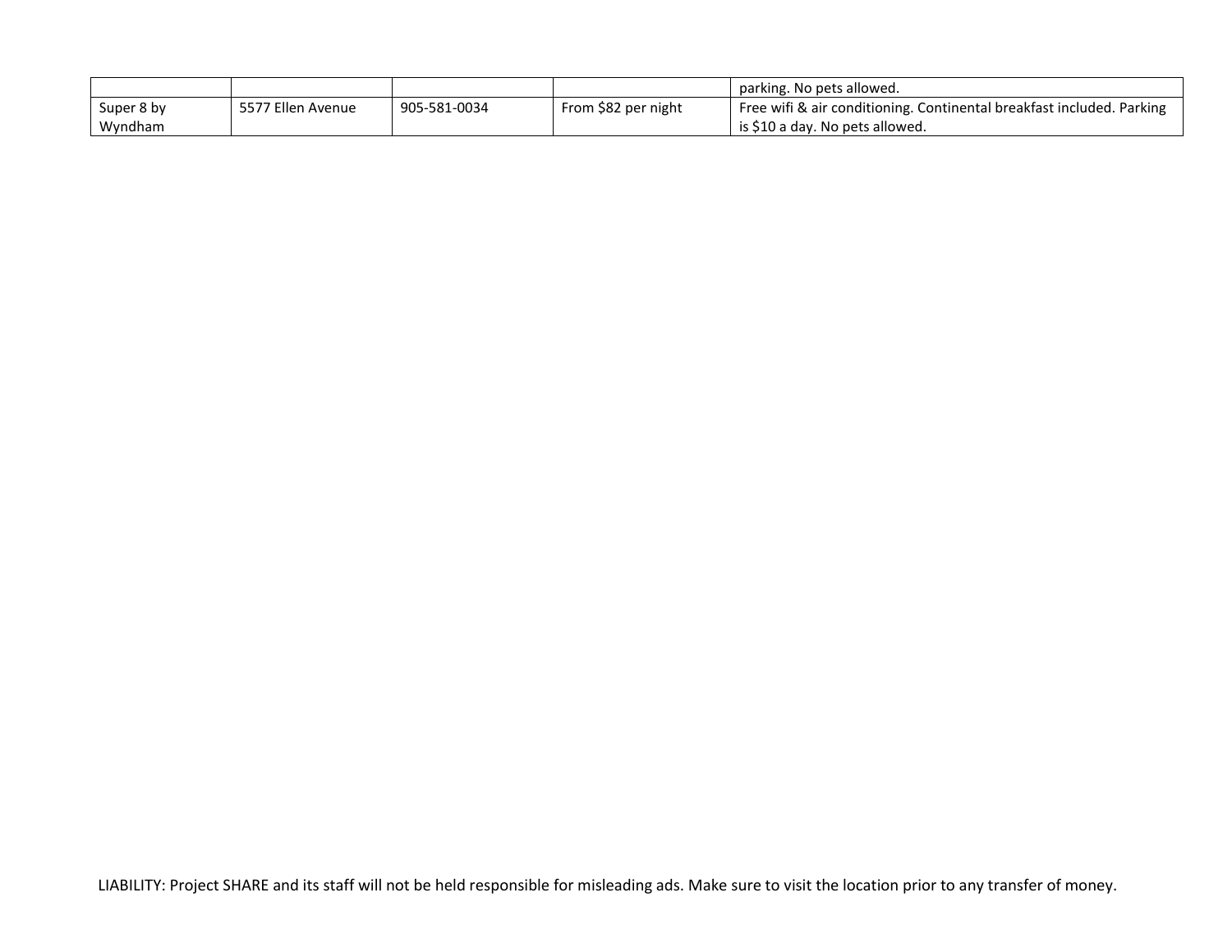| | | | | |
|---|---|---|---|---|
| | | | | parking. No pets allowed. |
| Super 8 by Wyndham | 5577 Ellen Avenue | 905-581-0034 | From $82 per night | Free wifi & air conditioning. Continental breakfast included. Parking is $10 a day. No pets allowed. |

LIABILITY: Project SHARE and its staff will not be held responsible for misleading ads. Make sure to visit the location prior to any transfer of money.